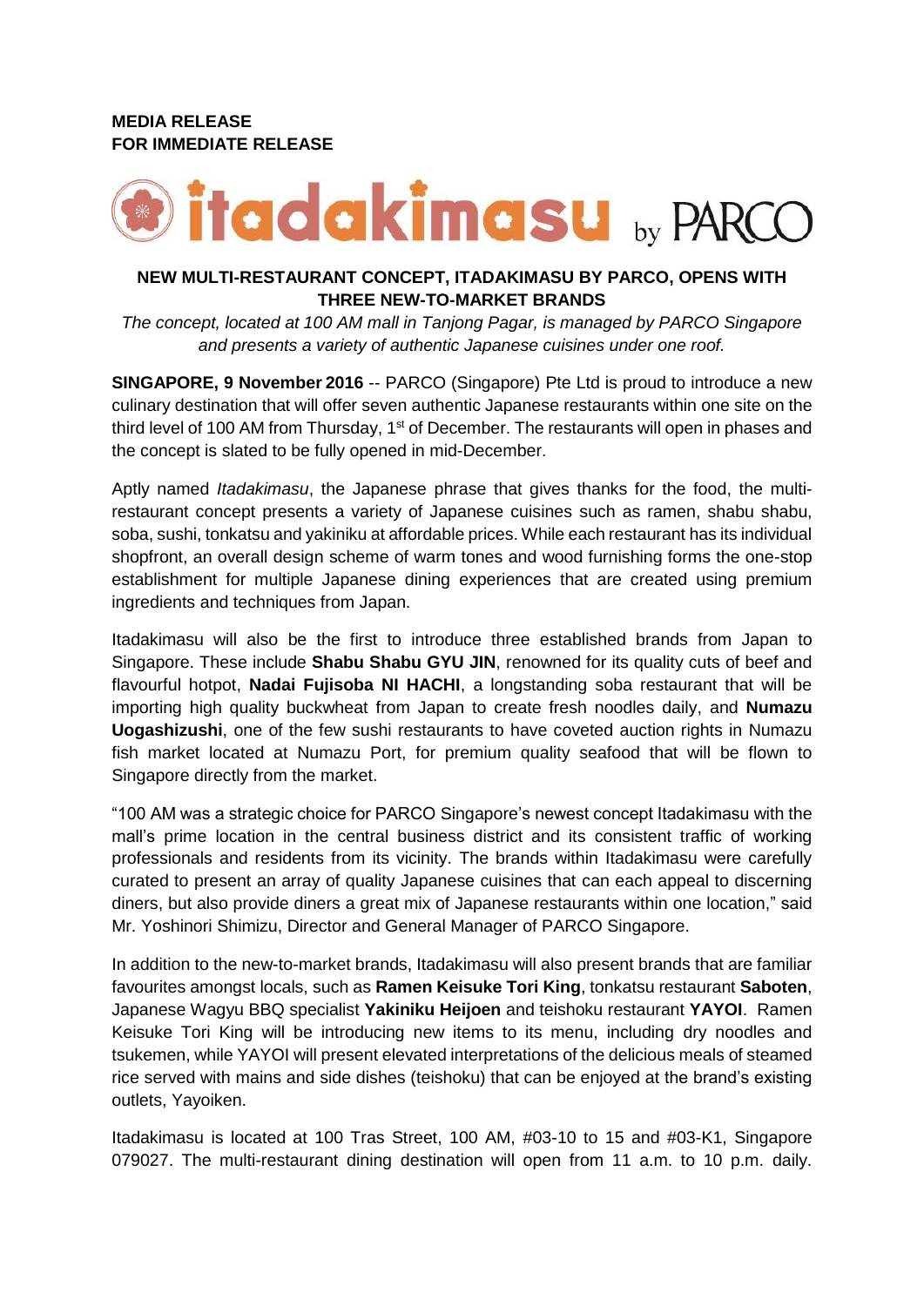**MEDIA RELEASE**
**FOR IMMEDIATE RELEASE**

itadakimasu by PARCO

## NEW MULTI-RESTAURANT CONCEPT, ITADAKIMASU BY PARCO, OPENS WITH THREE NEW-TO-MARKET BRANDS

*The concept, located at 100 AM mall in Tanjong Pagar, is managed by PARCO Singapore and presents a variety of authentic Japanese cuisines under one roof.*

**SINGAPORE, 9 November 2016** -- PARCO (Singapore) Pte Ltd is proud to introduce a new culinary destination that will offer seven authentic Japanese restaurants within one site on the third level of 100 AM from Thursday, 1st of December. The restaurants will open in phases and the concept is slated to be fully opened in mid-December.

Aptly named *Itadakimasu*, the Japanese phrase that gives thanks for the food, the multi-restaurant concept presents a variety of Japanese cuisines such as ramen, shabu shabu, soba, sushi, tonkatsu and yakiniku at affordable prices. While each restaurant has its individual shopfront, an overall design scheme of warm tones and wood furnishing forms the one-stop establishment for multiple Japanese dining experiences that are created using premium ingredients and techniques from Japan.

Itadakimasu will also be the first to introduce three established brands from Japan to Singapore. These include **Shabu Shabu GYU JIN**, renowned for its quality cuts of beef and flavourful hotpot, **Nadai Fujisoba NI HACHI**, a longstanding soba restaurant that will be importing high quality buckwheat from Japan to create fresh noodles daily, and **Numazu Uogashizushi**, one of the few sushi restaurants to have coveted auction rights in Numazu fish market located at Numazu Port, for premium quality seafood that will be flown to Singapore directly from the market.

"100 AM was a strategic choice for PARCO Singapore's newest concept Itadakimasu with the mall's prime location in the central business district and its consistent traffic of working professionals and residents from its vicinity. The brands within Itadakimasu were carefully curated to present an array of quality Japanese cuisines that can each appeal to discerning diners, but also provide diners a great mix of Japanese restaurants within one location," said Mr. Yoshinori Shimizu, Director and General Manager of PARCO Singapore.

In addition to the new-to-market brands, Itadakimasu will also present brands that are familiar favourites amongst locals, such as **Ramen Keisuke Tori King**, tonkatsu restaurant **Saboten**, Japanese Wagyu BBQ specialist **Yakiniku Heijoen** and teishoku restaurant **YAYOI**. Ramen Keisuke Tori King will be introducing new items to its menu, including dry noodles and tsukemen, while YAYOI will present elevated interpretations of the delicious meals of steamed rice served with mains and side dishes (teishoku) that can be enjoyed at the brand's existing outlets, Yayoiken.

Itadakimasu is located at 100 Tras Street, 100 AM, #03-10 to 15 and #03-K1, Singapore 079027. The multi-restaurant dining destination will open from 11 a.m. to 10 p.m. daily.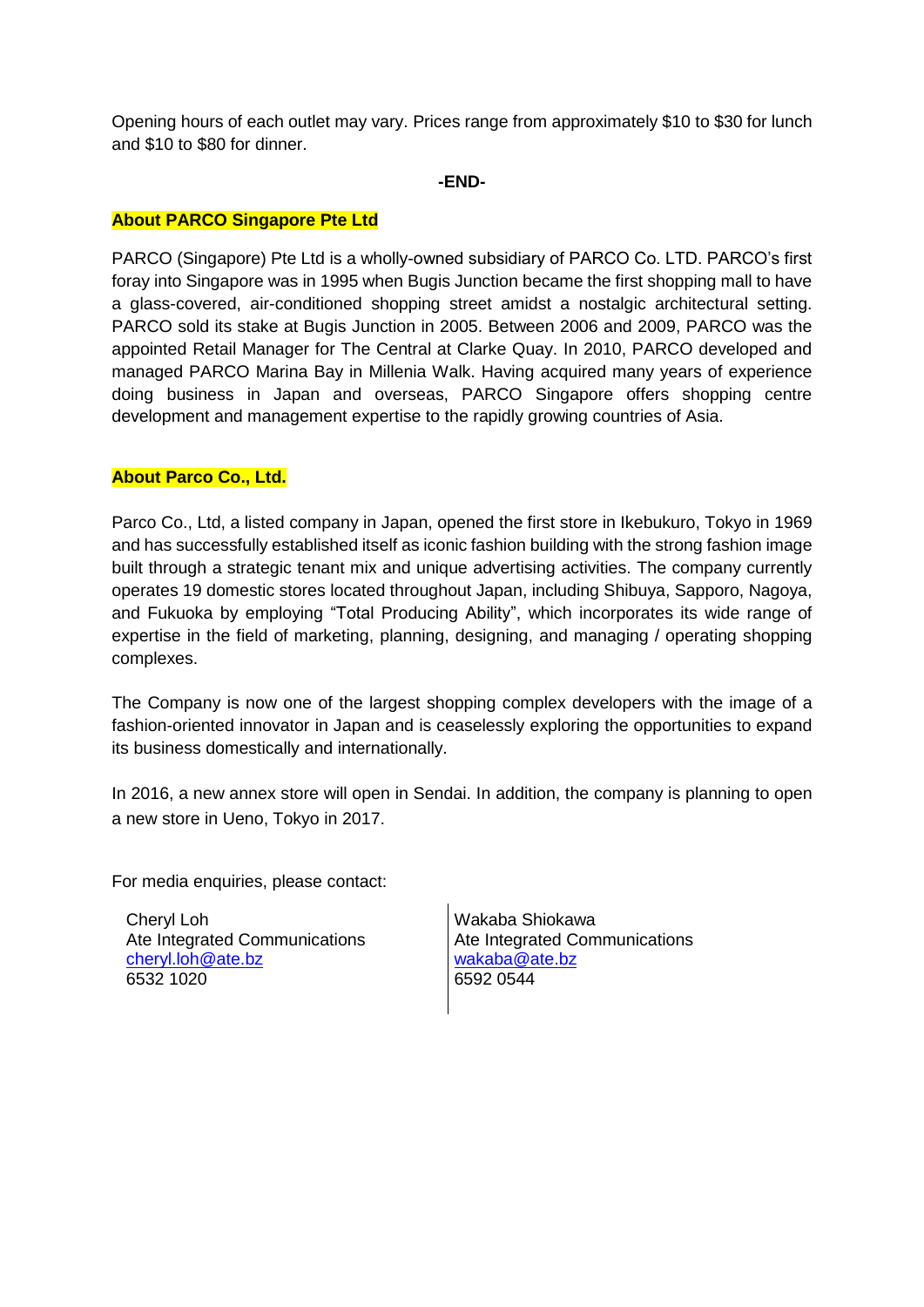Opening hours of each outlet may vary. Prices range from approximately $10 to $30 for lunch and $10 to $80 for dinner.

**-END-**

**About PARCO Singapore Pte Ltd**

PARCO (Singapore) Pte Ltd is a wholly-owned subsidiary of PARCO Co. LTD. PARCO's first foray into Singapore was in 1995 when Bugis Junction became the first shopping mall to have a glass-covered, air-conditioned shopping street amidst a nostalgic architectural setting. PARCO sold its stake at Bugis Junction in 2005. Between 2006 and 2009, PARCO was the appointed Retail Manager for The Central at Clarke Quay. In 2010, PARCO developed and managed PARCO Marina Bay in Millenia Walk. Having acquired many years of experience doing business in Japan and overseas, PARCO Singapore offers shopping centre development and management expertise to the rapidly growing countries of Asia.

**About Parco Co., Ltd.**

Parco Co., Ltd, a listed company in Japan, opened the first store in Ikebukuro, Tokyo in 1969 and has successfully established itself as iconic fashion building with the strong fashion image built through a strategic tenant mix and unique advertising activities. The company currently operates 19 domestic stores located throughout Japan, including Shibuya, Sapporo, Nagoya, and Fukuoka by employing "Total Producing Ability", which incorporates its wide range of expertise in the field of marketing, planning, designing, and managing / operating shopping complexes.

The Company is now one of the largest shopping complex developers with the image of a fashion-oriented innovator in Japan and is ceaselessly exploring the opportunities to expand its business domestically and internationally.

In 2016, a new annex store will open in Sendai. In addition, the company is planning to open a new store in Ueno, Tokyo in 2017.

For media enquiries, please contact:

Cheryl Loh
Ate Integrated Communications
cheryl.loh@ate.bz
6532 1020

Wakaba Shiokawa
Ate Integrated Communications
wakaba@ate.bz
6592 0544